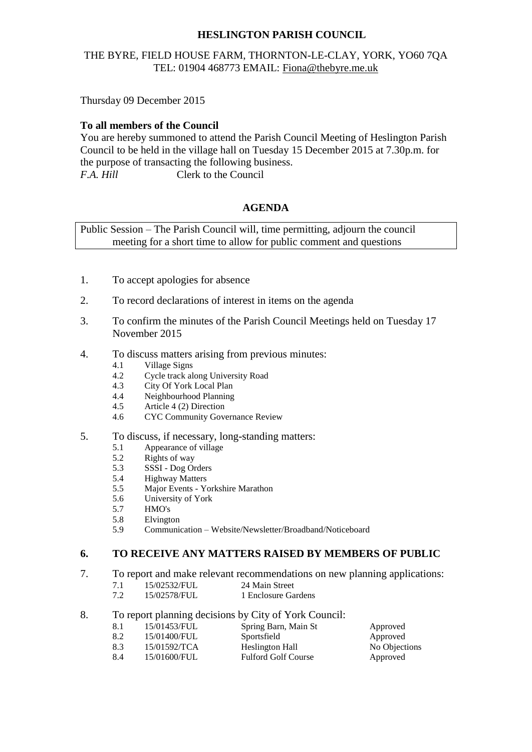# HESLINGTON PARISH COUNCIL

THE BYRE, FIELD HOUSE FARM, THORNTON-LE-CLAY, YORK, YO60 7QA
TEL: 01904 468773 EMAIL: Fiona@thebyre.me.uk

Thursday 09 December 2015

**To all members of the Council**

You are hereby summoned to attend the Parish Council Meeting of Heslington Parish Council to be held in the village hall on Tuesday 15 December 2015 at 7.30p.m. for the purpose of transacting the following business.

*F.A. Hill* Clerk to the Council

## AGENDA

Public Session – The Parish Council will, time permitting, adjourn the council meeting for a short time to allow for public comment and questions

1. To accept apologies for absence
2. To record declarations of interest in items on the agenda
3. To confirm the minutes of the Parish Council Meetings held on Tuesday 17 November 2015
4. To discuss matters arising from previous minutes:
   - 4.1 Village Signs
   - 4.2 Cycle track along University Road
   - 4.3 City Of York Local Plan
   - 4.4 Neighbourhood Planning
   - 4.5 Article 4 (2) Direction
   - 4.6 CYC Community Governance Review
5. To discuss, if necessary, long-standing matters:
   - 5.1 Appearance of village
   - 5.2 Rights of way
   - 5.3 SSSI - Dog Orders
   - 5.4 Highway Matters
   - 5.5 Major Events - Yorkshire Marathon
   - 5.6 University of York
   - 5.7 HMO's
   - 5.8 Elvington
   - 5.9 Communication – Website/Newsletter/Broadband/Noticeboard

**6. TO RECEIVE ANY MATTERS RAISED BY MEMBERS OF PUBLIC**

7. To report and make relevant recommendations on new planning applications:

| | | |
|---|---|---|
| 7.1 | 15/02532/FUL | 24 Main Street |
| 7.2 | 15/02578/FUL | 1 Enclosure Gardens |

8. To report planning decisions by City of York Council:

| | | | |
|---|---|---|---|
| 8.1 | 15/01453/FUL | Spring Barn, Main St | Approved |
| 8.2 | 15/01400/FUL | Sportsfield | Approved |
| 8.3 | 15/01592/TCA | Heslington Hall | No Objections |
| 8.4 | 15/01600/FUL | Fulford Golf Course | Approved |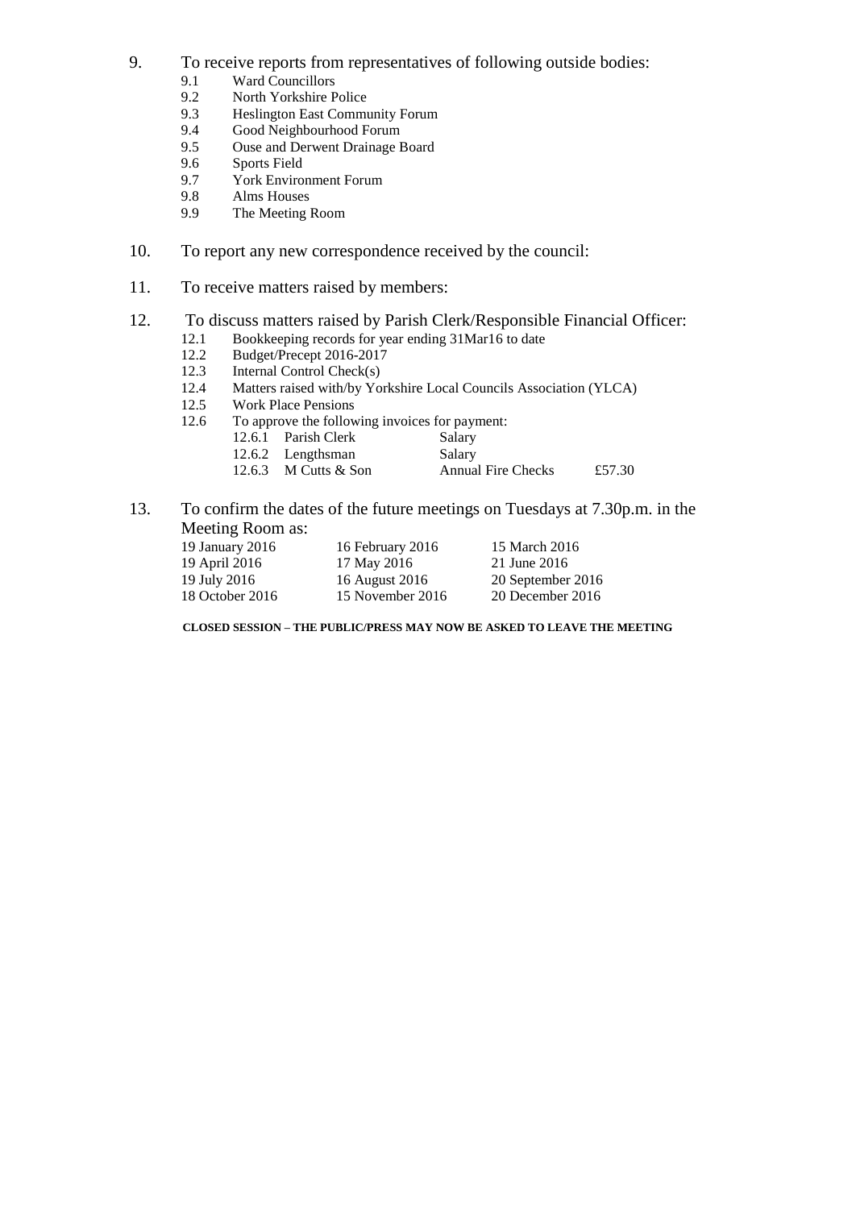9. To receive reports from representatives of following outside bodies:
   - 9.1 Ward Councillors
   - 9.2 North Yorkshire Police
   - 9.3 Heslington East Community Forum
   - 9.4 Good Neighbourhood Forum
   - 9.5 Ouse and Derwent Drainage Board
   - 9.6 Sports Field
   - 9.7 York Environment Forum
   - 9.8 Alms Houses
   - 9.9 The Meeting Room

10. To report any new correspondence received by the council:

11. To receive matters raised by members:

12. To discuss matters raised by Parish Clerk/Responsible Financial Officer:
   - 12.1 Bookkeeping records for year ending 31Mar16 to date
   - 12.2 Budget/Precept 2016-2017
   - 12.3 Internal Control Check(s)
   - 12.4 Matters raised with/by Yorkshire Local Councils Association (YLCA)
   - 12.5 Work Place Pensions
   - 12.6 To approve the following invoices for payment:

| | | | |
|---|---|---|---|
| 12.6.1 | Parish Clerk | Salary | |
| 12.6.2 | Lengthsman | Salary | |
| 12.6.3 | M Cutts & Son | Annual Fire Checks | £57.30 |

13. To confirm the dates of the future meetings on Tuesdays at 7.30p.m. in the Meeting Room as:

| | | |
|---|---|---|
| 19 January 2016 | 16 February 2016 | 15 March 2016 |
| 19 April 2016 | 17 May 2016 | 21 June 2016 |
| 19 July 2016 | 16 August 2016 | 20 September 2016 |
| 18 October 2016 | 15 November 2016 | 20 December 2016 |

**CLOSED SESSION – THE PUBLIC/PRESS MAY NOW BE ASKED TO LEAVE THE MEETING**